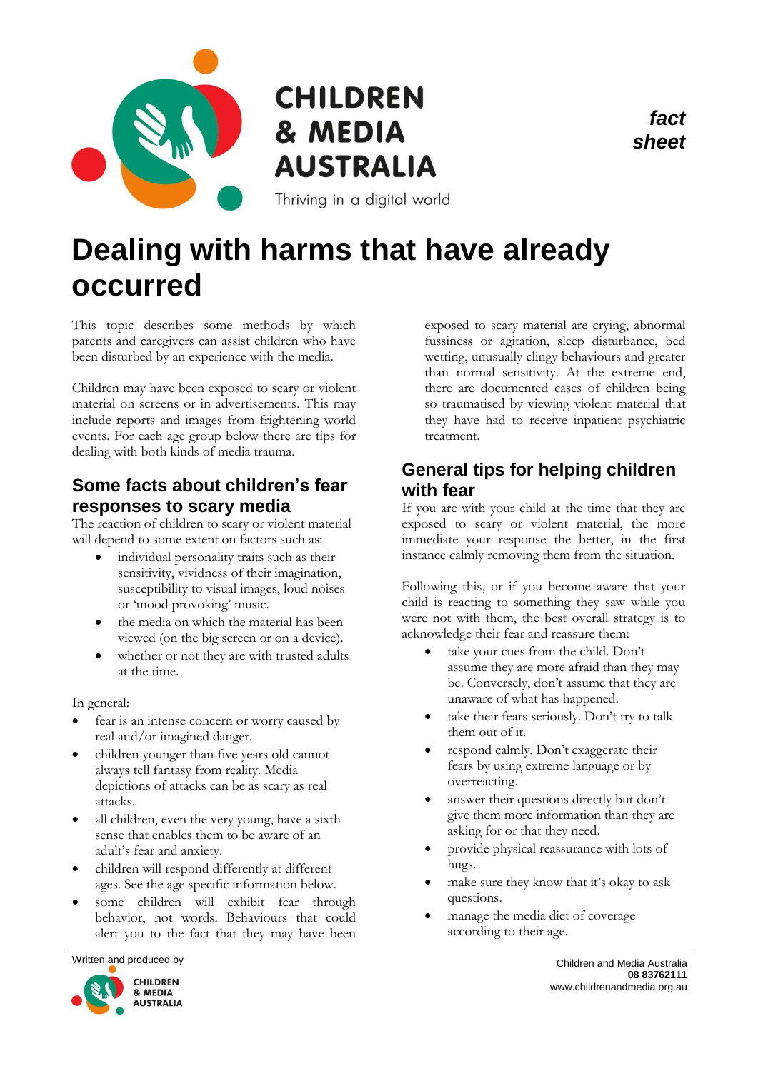CHILDREN & MEDIA AUSTRALIA

Thriving in a digital world

*fact sheet*

# Dealing with harms that have already occurred

This topic describes some methods by which parents and caregivers can assist children who have been disturbed by an experience with the media.

Children may have been exposed to scary or violent material on screens or in advertisements. This may include reports and images from frightening world events. For each age group below there are tips for dealing with both kinds of media trauma.

## Some facts about children's fear responses to scary media

The reaction of children to scary or violent material will depend to some extent on factors such as:

- individual personality traits such as their sensitivity, vividness of their imagination, susceptibility to visual images, loud noises or 'mood provoking' music.
- the media on which the material has been viewed (on the big screen or on a device).
- whether or not they are with trusted adults at the time.

In general:

- fear is an intense concern or worry caused by real and/or imagined danger.
- children younger than five years old cannot always tell fantasy from reality. Media depictions of attacks can be as scary as real attacks.
- all children, even the very young, have a sixth sense that enables them to be aware of an adult's fear and anxiety.
- children will respond differently at different ages. See the age specific information below.
- some children will exhibit fear through behavior, not words. Behaviours that could alert you to the fact that they may have been exposed to scary material are crying, abnormal fussiness or agitation, sleep disturbance, bed wetting, unusually clingy behaviours and greater than normal sensitivity. At the extreme end, there are documented cases of children being so traumatised by viewing violent material that they have had to receive inpatient psychiatric treatment.

## General tips for helping children with fear

If you are with your child at the time that they are exposed to scary or violent material, the more immediate your response the better, in the first instance calmly removing them from the situation.

Following this, or if you become aware that your child is reacting to something they saw while you were not with them, the best overall strategy is to acknowledge their fear and reassure them:

- take your cues from the child. Don't assume they are more afraid than they may be. Conversely, don't assume that they are unaware of what has happened.
- take their fears seriously. Don't try to talk them out of it.
- respond calmly. Don't exaggerate their fears by using extreme language or by overreacting.
- answer their questions directly but don't give them more information than they are asking for or that they need.
- provide physical reassurance with lots of hugs.
- make sure they know that it's okay to ask questions.
- manage the media diet of coverage according to their age.

Written and produced by CHILDREN & MEDIA AUSTRALIA

Children and Media Australia
**08 83762111**
www.childrenandmedia.org.au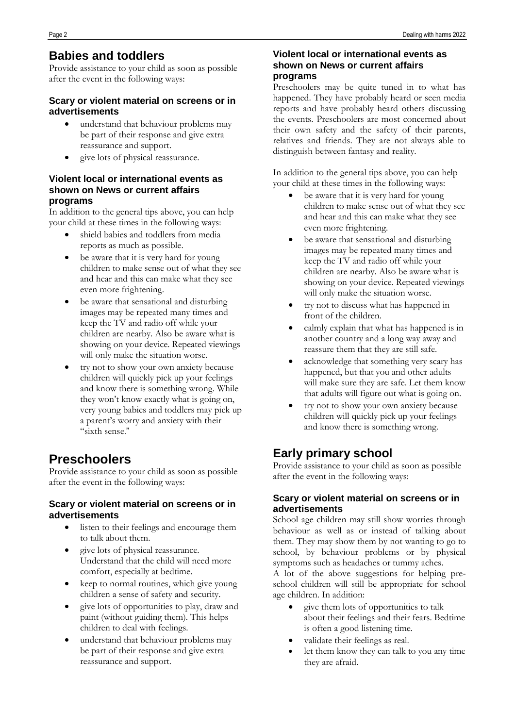## Babies and toddlers

Provide assistance to your child as soon as possible after the event in the following ways:

### Scary or violent material on screens or in advertisements

- understand that behaviour problems may be part of their response and give extra reassurance and support.
- give lots of physical reassurance.

### Violent local or international events as shown on News or current affairs programs

In addition to the general tips above, you can help your child at these times in the following ways:

- shield babies and toddlers from media reports as much as possible.
- be aware that it is very hard for young children to make sense out of what they see and hear and this can make what they see even more frightening.
- be aware that sensational and disturbing images may be repeated many times and keep the TV and radio off while your children are nearby. Also be aware what is showing on your device. Repeated viewings will only make the situation worse.
- try not to show your own anxiety because children will quickly pick up your feelings and know there is something wrong. While they won't know exactly what is going on, very young babies and toddlers may pick up a parent's worry and anxiety with their "sixth sense."

## Preschoolers

Provide assistance to your child as soon as possible after the event in the following ways:

### Scary or violent material on screens or in advertisements

- listen to their feelings and encourage them to talk about them.
- give lots of physical reassurance. Understand that the child will need more comfort, especially at bedtime.
- keep to normal routines, which give young children a sense of safety and security.
- give lots of opportunities to play, draw and paint (without guiding them). This helps children to deal with feelings.
- understand that behaviour problems may be part of their response and give extra reassurance and support.

### Violent local or international events as shown on News or current affairs programs

Preschoolers may be quite tuned in to what has happened. They have probably heard or seen media reports and have probably heard others discussing the events. Preschoolers are most concerned about their own safety and the safety of their parents, relatives and friends. They are not always able to distinguish between fantasy and reality.

In addition to the general tips above, you can help your child at these times in the following ways:

- be aware that it is very hard for young children to make sense out of what they see and hear and this can make what they see even more frightening.
- be aware that sensational and disturbing images may be repeated many times and keep the TV and radio off while your children are nearby. Also be aware what is showing on your device. Repeated viewings will only make the situation worse.
- try not to discuss what has happened in front of the children.
- calmly explain that what has happened is in another country and a long way away and reassure them that they are still safe.
- acknowledge that something very scary has happened, but that you and other adults will make sure they are safe. Let them know that adults will figure out what is going on.
- try not to show your own anxiety because children will quickly pick up your feelings and know there is something wrong.

## Early primary school

Provide assistance to your child as soon as possible after the event in the following ways:

### Scary or violent material on screens or in advertisements

School age children may still show worries through behaviour as well as or instead of talking about them. They may show them by not wanting to go to school, by behaviour problems or by physical symptoms such as headaches or tummy aches.

A lot of the above suggestions for helping pre-school children will still be appropriate for school age children. In addition:

- give them lots of opportunities to talk about their feelings and their fears. Bedtime is often a good listening time.
- validate their feelings as real.
- let them know they can talk to you any time they are afraid.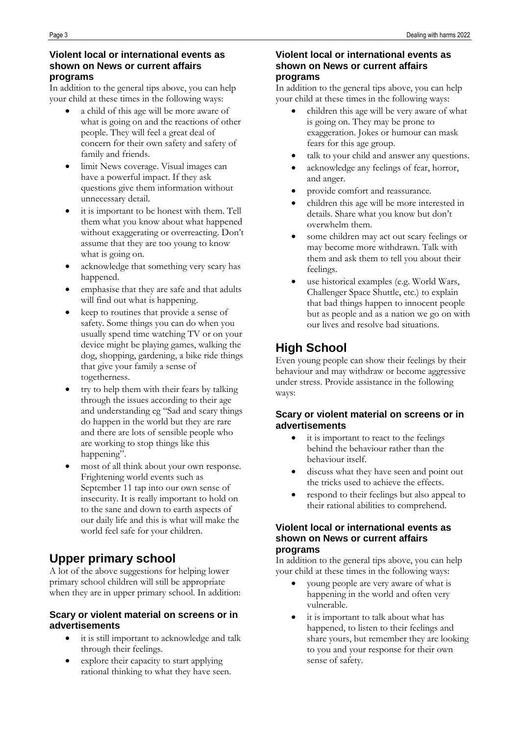#### Violent local or international events as shown on News or current affairs programs

In addition to the general tips above, you can help your child at these times in the following ways:

- a child of this age will be more aware of what is going on and the reactions of other people. They will feel a great deal of concern for their own safety and safety of family and friends.
- limit News coverage. Visual images can have a powerful impact. If they ask questions give them information without unnecessary detail.
- it is important to be honest with them. Tell them what you know about what happened without exaggerating or overreacting. Don't assume that they are too young to know what is going on.
- acknowledge that something very scary has happened.
- emphasise that they are safe and that adults will find out what is happening.
- keep to routines that provide a sense of safety. Some things you can do when you usually spend time watching TV or on your device might be playing games, walking the dog, shopping, gardening, a bike ride things that give your family a sense of togetherness.
- try to help them with their fears by talking through the issues according to their age and understanding eg "Sad and scary things do happen in the world but they are rare and there are lots of sensible people who are working to stop things like this happening".
- most of all think about your own response. Frightening world events such as September 11 tap into our own sense of insecurity. It is really important to hold on to the sane and down to earth aspects of our daily life and this is what will make the world feel safe for your children.

## Upper primary school

A lot of the above suggestions for helping lower primary school children will still be appropriate when they are in upper primary school. In addition:

#### Scary or violent material on screens or in advertisements

- it is still important to acknowledge and talk through their feelings.
- explore their capacity to start applying rational thinking to what they have seen.

#### Violent local or international events as shown on News or current affairs programs

In addition to the general tips above, you can help your child at these times in the following ways:

- children this age will be very aware of what is going on. They may be prone to exaggeration. Jokes or humour can mask fears for this age group.
- talk to your child and answer any questions.
- acknowledge any feelings of fear, horror, and anger.
- provide comfort and reassurance.
- children this age will be more interested in details. Share what you know but don't overwhelm them.
- some children may act out scary feelings or may become more withdrawn. Talk with them and ask them to tell you about their feelings.
- use historical examples (e.g. World Wars, Challenger Space Shuttle, etc.) to explain that bad things happen to innocent people but as people and as a nation we go on with our lives and resolve bad situations.

## High School

Even young people can show their feelings by their behaviour and may withdraw or become aggressive under stress. Provide assistance in the following ways:

#### Scary or violent material on screens or in advertisements

- it is important to react to the feelings behind the behaviour rather than the behaviour itself.
- discuss what they have seen and point out the tricks used to achieve the effects.
- respond to their feelings but also appeal to their rational abilities to comprehend.

#### Violent local or international events as shown on News or current affairs programs

In addition to the general tips above, you can help your child at these times in the following ways:

- young people are very aware of what is happening in the world and often very vulnerable.
- it is important to talk about what has happened, to listen to their feelings and share yours, but remember they are looking to you and your response for their own sense of safety.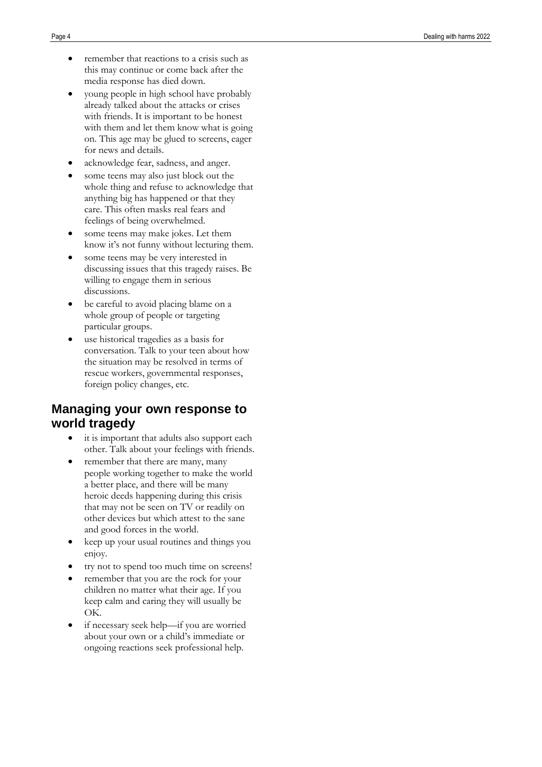- remember that reactions to a crisis such as this may continue or come back after the media response has died down.
- young people in high school have probably already talked about the attacks or crises with friends. It is important to be honest with them and let them know what is going on. This age may be glued to screens, eager for news and details.
- acknowledge fear, sadness, and anger.
- some teens may also just block out the whole thing and refuse to acknowledge that anything big has happened or that they care. This often masks real fears and feelings of being overwhelmed.
- some teens may make jokes. Let them know it's not funny without lecturing them.
- some teens may be very interested in discussing issues that this tragedy raises. Be willing to engage them in serious discussions.
- be careful to avoid placing blame on a whole group of people or targeting particular groups.
- use historical tragedies as a basis for conversation. Talk to your teen about how the situation may be resolved in terms of rescue workers, governmental responses, foreign policy changes, etc.

## Managing your own response to world tragedy

- it is important that adults also support each other. Talk about your feelings with friends.
- remember that there are many, many people working together to make the world a better place, and there will be many heroic deeds happening during this crisis that may not be seen on TV or readily on other devices but which attest to the sane and good forces in the world.
- keep up your usual routines and things you enjoy.
- try not to spend too much time on screens!
- remember that you are the rock for your children no matter what their age. If you keep calm and caring they will usually be OK.
- if necessary seek help—if you are worried about your own or a child's immediate or ongoing reactions seek professional help.